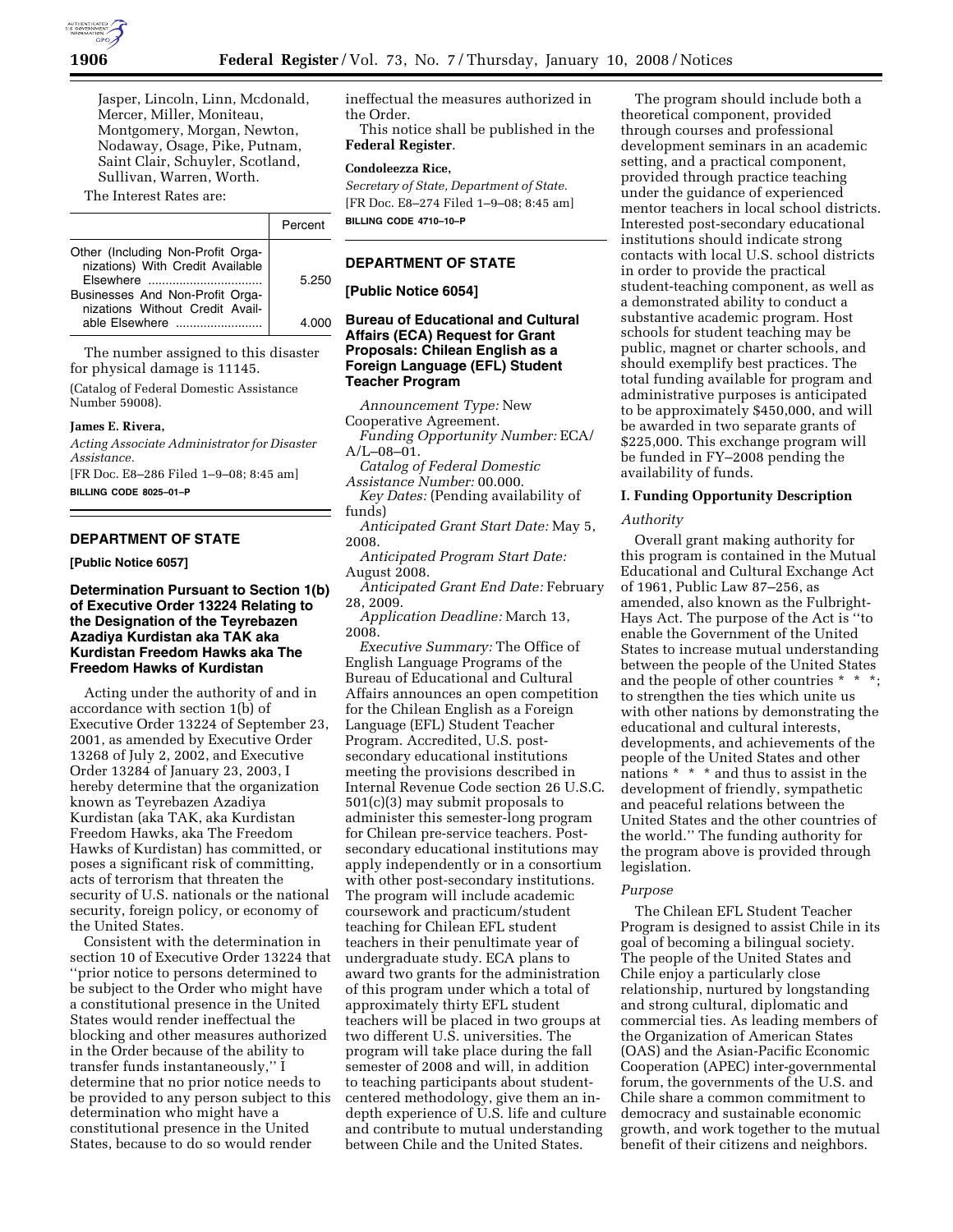Jasper, Lincoln, Linn, Mcdonald, Mercer, Miller, Moniteau, Montgomery, Morgan, Newton, Nodaway, Osage, Pike, Putnam, Saint Clair, Schuyler, Scotland, Sullivan, Warren, Worth.

The Interest Rates are:

| | Percent |
|---|---|
| Other (Including Non-Profit Organizations) With Credit Available Elsewhere | 5.250 |
| Businesses And Non-Profit Organizations Without Credit Available Elsewhere | 4.000 |

The number assigned to this disaster for physical damage is 11145.

(Catalog of Federal Domestic Assistance Number 59008).

**James E. Rivera,**

*Acting Associate Administrator for Disaster Assistance.*

[FR Doc. E8–286 Filed 1–9–08; 8:45 am]

**BILLING CODE 8025–01–P**

## DEPARTMENT OF STATE

**[Public Notice 6057]**

### Determination Pursuant to Section 1(b) of Executive Order 13224 Relating to the Designation of the Teyrebazen Azadiya Kurdistan aka TAK aka Kurdistan Freedom Hawks aka The Freedom Hawks of Kurdistan

Acting under the authority of and in accordance with section 1(b) of Executive Order 13224 of September 23, 2001, as amended by Executive Order 13268 of July 2, 2002, and Executive Order 13284 of January 23, 2003, I hereby determine that the organization known as Teyrebazen Azadiya Kurdistan (aka TAK, aka Kurdistan Freedom Hawks, aka The Freedom Hawks of Kurdistan) has committed, or poses a significant risk of committing, acts of terrorism that threaten the security of U.S. nationals or the national security, foreign policy, or economy of the United States.

Consistent with the determination in section 10 of Executive Order 13224 that ''prior notice to persons determined to be subject to the Order who might have a constitutional presence in the United States would render ineffectual the blocking and other measures authorized in the Order because of the ability to transfer funds instantaneously,'' I determine that no prior notice needs to be provided to any person subject to this determination who might have a constitutional presence in the United States, because to do so would render ineffectual the measures authorized in the Order.

This notice shall be published in the **Federal Register**.

**Condoleezza Rice,**

*Secretary of State, Department of State.*

[FR Doc. E8–274 Filed 1–9–08; 8:45 am]

**BILLING CODE 4710–10–P**

## DEPARTMENT OF STATE

**[Public Notice 6054]**

### Bureau of Educational and Cultural Affairs (ECA) Request for Grant Proposals: Chilean English as a Foreign Language (EFL) Student Teacher Program

*Announcement Type:* New Cooperative Agreement.

*Funding Opportunity Number:* ECA/A/L–08–01.

*Catalog of Federal Domestic Assistance Number:* 00.000.

*Key Dates:* (Pending availability of funds)

*Anticipated Grant Start Date:* May 5, 2008.

*Anticipated Program Start Date:* August 2008.

*Anticipated Grant End Date:* February 28, 2009.

*Application Deadline:* March 13, 2008.

*Executive Summary:* The Office of English Language Programs of the Bureau of Educational and Cultural Affairs announces an open competition for the Chilean English as a Foreign Language (EFL) Student Teacher Program. Accredited, U.S. post-secondary educational institutions meeting the provisions described in Internal Revenue Code section 26 U.S.C. 501(c)(3) may submit proposals to administer this semester-long program for Chilean pre-service teachers. Post-secondary educational institutions may apply independently or in a consortium with other post-secondary institutions. The program will include academic coursework and practicum/student teaching for Chilean EFL student teachers in their penultimate year of undergraduate study. ECA plans to award two grants for the administration of this program under which a total of approximately thirty EFL student teachers will be placed in two groups at two different U.S. universities. The program will take place during the fall semester of 2008 and will, in addition to teaching participants about student-centered methodology, give them an in-depth experience of U.S. life and culture and contribute to mutual understanding between Chile and the United States.

The program should include both a theoretical component, provided through courses and professional development seminars in an academic setting, and a practical component, provided through practice teaching under the guidance of experienced mentor teachers in local school districts. Interested post-secondary educational institutions should indicate strong contacts with local U.S. school districts in order to provide the practical student-teaching component, as well as a demonstrated ability to conduct a substantive academic program. Host schools for student teaching may be public, magnet or charter schools, and should exemplify best practices. The total funding available for program and administrative purposes is anticipated to be approximately $450,000, and will be awarded in two separate grants of $225,000. This exchange program will be funded in FY–2008 pending the availability of funds.

### I. Funding Opportunity Description

*Authority*

Overall grant making authority for this program is contained in the Mutual Educational and Cultural Exchange Act of 1961, Public Law 87–256, as amended, also known as the Fulbright-Hays Act. The purpose of the Act is ''to enable the Government of the United States to increase mutual understanding between the people of the United States and the people of other countries * * *; to strengthen the ties which unite us with other nations by demonstrating the educational and cultural interests, developments, and achievements of the people of the United States and other nations * * * and thus to assist in the development of friendly, sympathetic and peaceful relations between the United States and the other countries of the world.'' The funding authority for the program above is provided through legislation.

*Purpose*

The Chilean EFL Student Teacher Program is designed to assist Chile in its goal of becoming a bilingual society. The people of the United States and Chile enjoy a particularly close relationship, nurtured by longstanding and strong cultural, diplomatic and commercial ties. As leading members of the Organization of American States (OAS) and the Asian-Pacific Economic Cooperation (APEC) inter-governmental forum, the governments of the U.S. and Chile share a common commitment to democracy and sustainable economic growth, and work together to the mutual benefit of their citizens and neighbors.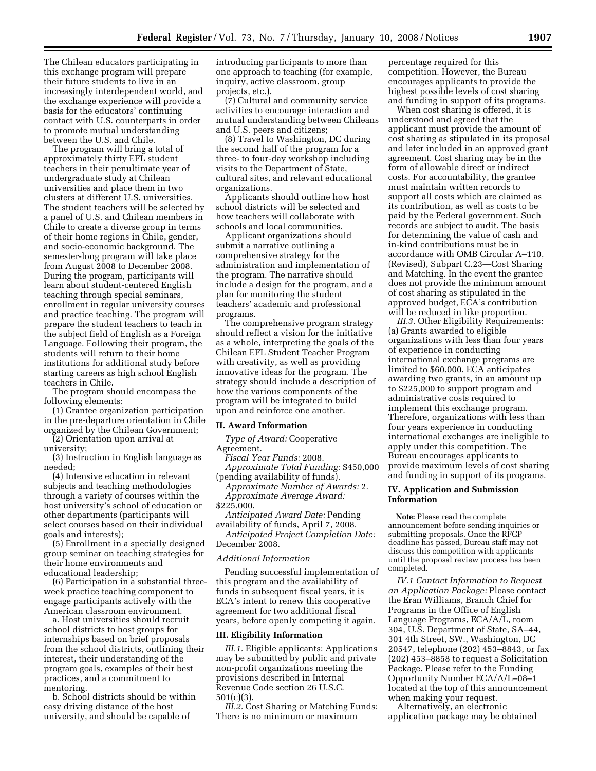The Chilean educators participating in this exchange program will prepare their future students to live in an increasingly interdependent world, and the exchange experience will provide a basis for the educators' continuing contact with U.S. counterparts in order to promote mutual understanding between the U.S. and Chile.

The program will bring a total of approximately thirty EFL student teachers in their penultimate year of undergraduate study at Chilean universities and place them in two clusters at different U.S. universities. The student teachers will be selected by a panel of U.S. and Chilean members in Chile to create a diverse group in terms of their home regions in Chile, gender, and socio-economic background. The semester-long program will take place from August 2008 to December 2008. During the program, participants will learn about student-centered English teaching through special seminars, enrollment in regular university courses and practice teaching. The program will prepare the student teachers to teach in the subject field of English as a Foreign Language. Following their program, the students will return to their home institutions for additional study before starting careers as high school English teachers in Chile.

The program should encompass the following elements:

(1) Grantee organization participation in the pre-departure orientation in Chile organized by the Chilean Government;

(2) Orientation upon arrival at university;

(3) Instruction in English language as needed;

(4) Intensive education in relevant subjects and teaching methodologies through a variety of courses within the host university's school of education or other departments (participants will select courses based on their individual goals and interests);

(5) Enrollment in a specially designed group seminar on teaching strategies for their home environments and educational leadership;

(6) Participation in a substantial three-week practice teaching component to engage participants actively with the American classroom environment.

a. Host universities should recruit school districts to host groups for internships based on brief proposals from the school districts, outlining their interest, their understanding of the program goals, examples of their best practices, and a commitment to mentoring.

b. School districts should be within easy driving distance of the host university, and should be capable of introducing participants to more than one approach to teaching (for example, inquiry, active classroom, group projects, etc.).

(7) Cultural and community service activities to encourage interaction and mutual understanding between Chileans and U.S. peers and citizens;

(8) Travel to Washington, DC during the second half of the program for a three- to four-day workshop including visits to the Department of State, cultural sites, and relevant educational organizations.

Applicants should outline how host school districts will be selected and how teachers will collaborate with schools and local communities.

Applicant organizations should submit a narrative outlining a comprehensive strategy for the administration and implementation of the program. The narrative should include a design for the program, and a plan for monitoring the student teachers' academic and professional programs.

The comprehensive program strategy should reflect a vision for the initiative as a whole, interpreting the goals of the Chilean EFL Student Teacher Program with creativity, as well as providing innovative ideas for the program. The strategy should include a description of how the various components of the program will be integrated to build upon and reinforce one another.

## II. Award Information

*Type of Award:* Cooperative Agreement.

*Fiscal Year Funds:* 2008.

*Approximate Total Funding:* $450,000 (pending availability of funds).

*Approximate Number of Awards:* 2.

*Approximate Average Award:* $225,000.

*Anticipated Award Date:* Pending availability of funds, April 7, 2008.

*Anticipated Project Completion Date:* December 2008.

### *Additional Information*

Pending successful implementation of this program and the availability of funds in subsequent fiscal years, it is ECA's intent to renew this cooperative agreement for two additional fiscal years, before openly competing it again.

## III. Eligibility Information

*III.1.* Eligible applicants: Applications may be submitted by public and private non-profit organizations meeting the provisions described in Internal Revenue Code section 26 U.S.C. 501(c)(3).

*III.2.* Cost Sharing or Matching Funds: There is no minimum or maximum percentage required for this competition. However, the Bureau encourages applicants to provide the highest possible levels of cost sharing and funding in support of its programs.

When cost sharing is offered, it is understood and agreed that the applicant must provide the amount of cost sharing as stipulated in its proposal and later included in an approved grant agreement. Cost sharing may be in the form of allowable direct or indirect costs. For accountability, the grantee must maintain written records to support all costs which are claimed as its contribution, as well as costs to be paid by the Federal government. Such records are subject to audit. The basis for determining the value of cash and in-kind contributions must be in accordance with OMB Circular A–110, (Revised), Subpart C.23—Cost Sharing and Matching. In the event the grantee does not provide the minimum amount of cost sharing as stipulated in the approved budget, ECA's contribution will be reduced in like proportion.

*III.3.* Other Eligibility Requirements: (a) Grants awarded to eligible organizations with less than four years of experience in conducting international exchange programs are limited to $60,000. ECA anticipates awarding two grants, in an amount up to $225,000 to support program and administrative costs required to implement this exchange program. Therefore, organizations with less than four years experience in conducting international exchanges are ineligible to apply under this competition. The Bureau encourages applicants to provide maximum levels of cost sharing and funding in support of its programs.

## IV. Application and Submission Information

**Note:** Please read the complete announcement before sending inquiries or submitting proposals. Once the RFGP deadline has passed, Bureau staff may not discuss this competition with applicants until the proposal review process has been completed.

*IV.1 Contact Information to Request an Application Package:* Please contact the Eran Williams, Branch Chief for Programs in the Office of English Language Programs, ECA/A/L, room 304, U.S. Department of State, SA–44, 301 4th Street, SW., Washington, DC 20547, telephone (202) 453–8843, or fax (202) 453–8858 to request a Solicitation Package. Please refer to the Funding Opportunity Number ECA/A/L–08–1 located at the top of this announcement when making your request.

Alternatively, an electronic application package may be obtained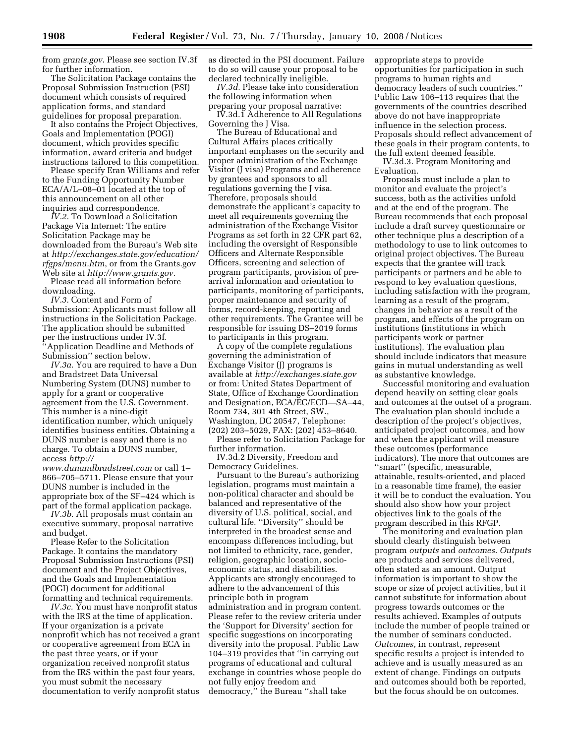from *grants.gov*. Please see section IV.3f for further information.

The Solicitation Package contains the Proposal Submission Instruction (PSI) document which consists of required application forms, and standard guidelines for proposal preparation.

It also contains the Project Objectives, Goals and Implementation (POGI) document, which provides specific information, award criteria and budget instructions tailored to this competition.

Please specify Eran Williams and refer to the Funding Opportunity Number ECA/A/L–08–01 located at the top of this announcement on all other inquiries and correspondence.

*IV.2.* To Download a Solicitation Package Via Internet: The entire Solicitation Package may be downloaded from the Bureau's Web site at *http://exchanges.state.gov/education/rfgps/menu.htm*, or from the Grants.gov Web site at *http://www.grants.gov*.

Please read all information before downloading.

*IV.3.* Content and Form of Submission: Applicants must follow all instructions in the Solicitation Package. The application should be submitted per the instructions under IV.3f. ''Application Deadline and Methods of Submission'' section below.

*IV.3a.* You are required to have a Dun and Bradstreet Data Universal Numbering System (DUNS) number to apply for a grant or cooperative agreement from the U.S. Government. This number is a nine-digit identification number, which uniquely identifies business entities. Obtaining a DUNS number is easy and there is no charge. To obtain a DUNS number, access *http://www.dunandbradstreet.com* or call 1–866–705–5711. Please ensure that your DUNS number is included in the appropriate box of the SF–424 which is part of the formal application package.

*IV.3b.* All proposals must contain an executive summary, proposal narrative and budget.

Please Refer to the Solicitation Package. It contains the mandatory Proposal Submission Instructions (PSI) document and the Project Objectives, and the Goals and Implementation (POGI) document for additional formatting and technical requirements.

*IV.3c.* You must have nonprofit status with the IRS at the time of application. If your organization is a private nonprofit which has not received a grant or cooperative agreement from ECA in the past three years, or if your organization received nonprofit status from the IRS within the past four years, you must submit the necessary documentation to verify nonprofit status as directed in the PSI document. Failure to do so will cause your proposal to be declared technically ineligible.

*IV.3d.* Please take into consideration the following information when preparing your proposal narrative:

IV.3d.1 Adherence to All Regulations Governing the J Visa.

The Bureau of Educational and Cultural Affairs places critically important emphases on the security and proper administration of the Exchange Visitor (J visa) Programs and adherence by grantees and sponsors to all regulations governing the J visa. Therefore, proposals should demonstrate the applicant's capacity to meet all requirements governing the administration of the Exchange Visitor Programs as set forth in 22 CFR part 62, including the oversight of Responsible Officers and Alternate Responsible Officers, screening and selection of program participants, provision of pre-arrival information and orientation to participants, monitoring of participants, proper maintenance and security of forms, record-keeping, reporting and other requirements. The Grantee will be responsible for issuing DS–2019 forms to participants in this program.

A copy of the complete regulations governing the administration of Exchange Visitor (J) programs is available at *http://exchanges.state.gov* or from: United States Department of State, Office of Exchange Coordination and Designation, ECA/EC/ECD—SA–44, Room 734, 301 4th Street, SW., Washington, DC 20547, Telephone: (202) 203–5029, FAX: (202) 453–8640.

Please refer to Solicitation Package for further information.

IV.3d.2 Diversity, Freedom and Democracy Guidelines.

Pursuant to the Bureau's authorizing legislation, programs must maintain a non-political character and should be balanced and representative of the diversity of U.S. political, social, and cultural life. ''Diversity'' should be interpreted in the broadest sense and encompass differences including, but not limited to ethnicity, race, gender, religion, geographic location, socio-economic status, and disabilities. Applicants are strongly encouraged to adhere to the advancement of this principle both in program administration and in program content. Please refer to the review criteria under the 'Support for Diversity' section for specific suggestions on incorporating diversity into the proposal. Public Law 104–319 provides that ''in carrying out programs of educational and cultural exchange in countries whose people do not fully enjoy freedom and democracy,'' the Bureau ''shall take appropriate steps to provide opportunities for participation in such programs to human rights and democracy leaders of such countries.'' Public Law 106–113 requires that the governments of the countries described above do not have inappropriate influence in the selection process. Proposals should reflect advancement of these goals in their program contents, to the full extent deemed feasible.

IV.3d.3. Program Monitoring and Evaluation.

Proposals must include a plan to monitor and evaluate the project's success, both as the activities unfold and at the end of the program. The Bureau recommends that each proposal include a draft survey questionnaire or other technique plus a description of a methodology to use to link outcomes to original project objectives. The Bureau expects that the grantee will track participants or partners and be able to respond to key evaluation questions, including satisfaction with the program, learning as a result of the program, changes in behavior as a result of the program, and effects of the program on institutions (institutions in which participants work or partner institutions). The evaluation plan should include indicators that measure gains in mutual understanding as well as substantive knowledge.

Successful monitoring and evaluation depend heavily on setting clear goals and outcomes at the outset of a program. The evaluation plan should include a description of the project's objectives, anticipated project outcomes, and how and when the applicant will measure these outcomes (performance indicators). The more that outcomes are ''smart'' (specific, measurable, attainable, results-oriented, and placed in a reasonable time frame), the easier it will be to conduct the evaluation. You should also show how your project objectives link to the goals of the program described in this RFGP.

The monitoring and evaluation plan should clearly distinguish between program *outputs* and *outcomes*. *Outputs* are products and services delivered, often stated as an amount. Output information is important to show the scope or size of project activities, but it cannot substitute for information about progress towards outcomes or the results achieved. Examples of outputs include the number of people trained or the number of seminars conducted. *Outcomes*, in contrast, represent specific results a project is intended to achieve and is usually measured as an extent of change. Findings on outputs and outcomes should both be reported, but the focus should be on outcomes.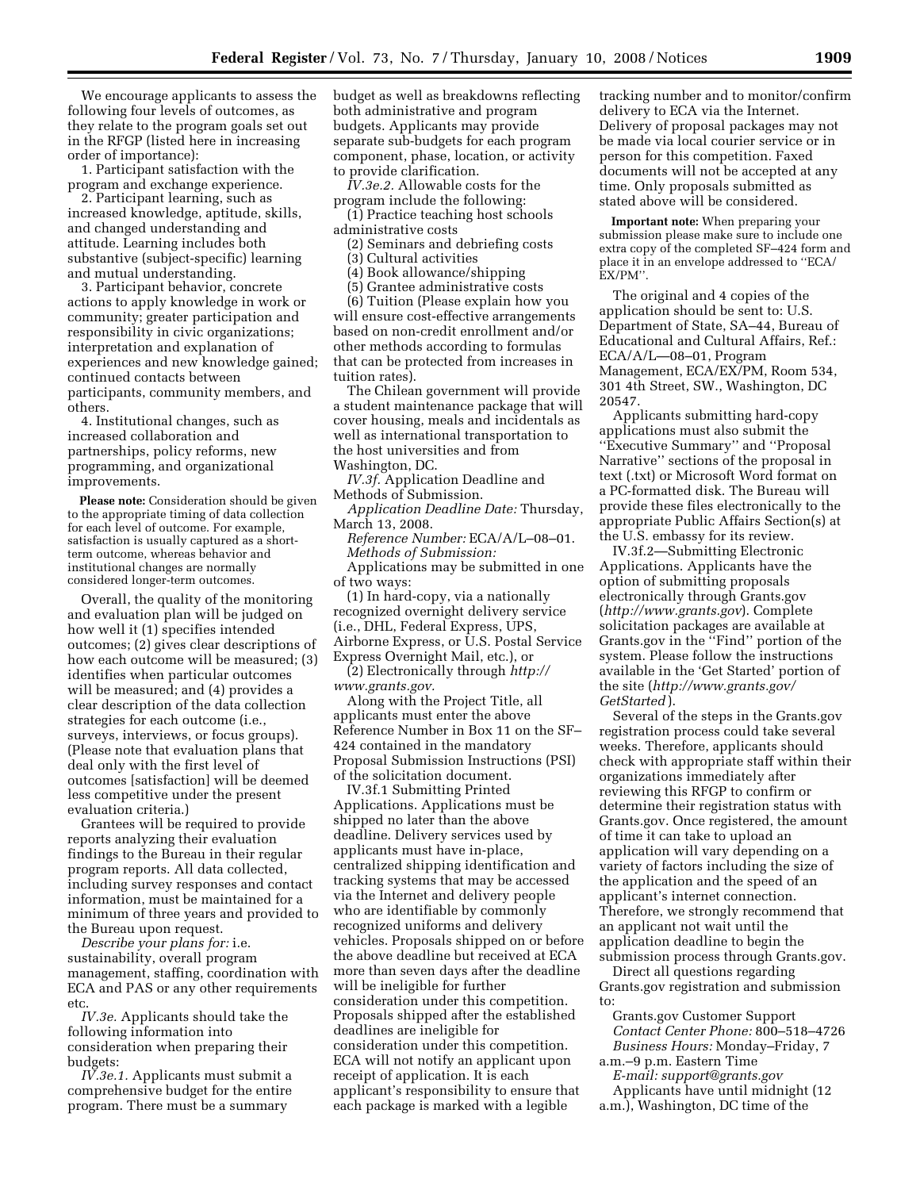We encourage applicants to assess the following four levels of outcomes, as they relate to the program goals set out in the RFGP (listed here in increasing order of importance):

1. Participant satisfaction with the program and exchange experience.
2. Participant learning, such as increased knowledge, aptitude, skills, and changed understanding and attitude. Learning includes both substantive (subject-specific) learning and mutual understanding.
3. Participant behavior, concrete actions to apply knowledge in work or community; greater participation and responsibility in civic organizations; interpretation and explanation of experiences and new knowledge gained; continued contacts between participants, community members, and others.
4. Institutional changes, such as increased collaboration and partnerships, policy reforms, new programming, and organizational improvements.

**Please note:** Consideration should be given to the appropriate timing of data collection for each level of outcome. For example, satisfaction is usually captured as a short-term outcome, whereas behavior and institutional changes are normally considered longer-term outcomes.

Overall, the quality of the monitoring and evaluation plan will be judged on how well it (1) specifies intended outcomes; (2) gives clear descriptions of how each outcome will be measured; (3) identifies when particular outcomes will be measured; and (4) provides a clear description of the data collection strategies for each outcome (i.e., surveys, interviews, or focus groups). (Please note that evaluation plans that deal only with the first level of outcomes [satisfaction] will be deemed less competitive under the present evaluation criteria.)

Grantees will be required to provide reports analyzing their evaluation findings to the Bureau in their regular program reports. All data collected, including survey responses and contact information, must be maintained for a minimum of three years and provided to the Bureau upon request.

*Describe your plans for:* i.e. sustainability, overall program management, staffing, coordination with ECA and PAS or any other requirements etc.

*IV.3e.* Applicants should take the following information into consideration when preparing their budgets:

*IV.3e.1.* Applicants must submit a comprehensive budget for the entire program. There must be a summary budget as well as breakdowns reflecting both administrative and program budgets. Applicants may provide separate sub-budgets for each program component, phase, location, or activity to provide clarification.

*IV.3e.2.* Allowable costs for the program include the following:

(1) Practice teaching host schools administrative costs
(2) Seminars and debriefing costs
(3) Cultural activities
(4) Book allowance/shipping
(5) Grantee administrative costs
(6) Tuition (Please explain how you will ensure cost-effective arrangements based on non-credit enrollment and/or other methods according to formulas that can be protected from increases in tuition rates).

The Chilean government will provide a student maintenance package that will cover housing, meals and incidentals as well as international transportation to the host universities and from Washington, DC.

*IV.3f.* Application Deadline and Methods of Submission.

*Application Deadline Date:* Thursday, March 13, 2008.

*Reference Number:* ECA/A/L–08–01.

*Methods of Submission:*

Applications may be submitted in one of two ways:

(1) In hard-copy, via a nationally recognized overnight delivery service (i.e., DHL, Federal Express, UPS, Airborne Express, or U.S. Postal Service Express Overnight Mail, etc.), or

(2) Electronically through *http://www.grants.gov*.

Along with the Project Title, all applicants must enter the above Reference Number in Box 11 on the SF–424 contained in the mandatory Proposal Submission Instructions (PSI) of the solicitation document.

IV.3f.1 Submitting Printed Applications. Applications must be shipped no later than the above deadline. Delivery services used by applicants must have in-place, centralized shipping identification and tracking systems that may be accessed via the Internet and delivery people who are identifiable by commonly recognized uniforms and delivery vehicles. Proposals shipped on or before the above deadline but received at ECA more than seven days after the deadline will be ineligible for further consideration under this competition. Proposals shipped after the established deadlines are ineligible for consideration under this competition. ECA will not notify an applicant upon receipt of application. It is each applicant's responsibility to ensure that each package is marked with a legible tracking number and to monitor/confirm delivery to ECA via the Internet. Delivery of proposal packages may not be made via local courier service or in person for this competition. Faxed documents will not be accepted at any time. Only proposals submitted as stated above will be considered.

**Important note:** When preparing your submission please make sure to include one extra copy of the completed SF–424 form and place it in an envelope addressed to "ECA/EX/PM".

The original and 4 copies of the application should be sent to: U.S. Department of State, SA–44, Bureau of Educational and Cultural Affairs, Ref.: ECA/A/L—08–01, Program Management, ECA/EX/PM, Room 534, 301 4th Street, SW., Washington, DC 20547.

Applicants submitting hard-copy applications must also submit the "Executive Summary" and "Proposal Narrative" sections of the proposal in text (.txt) or Microsoft Word format on a PC-formatted disk. The Bureau will provide these files electronically to the appropriate Public Affairs Section(s) at the U.S. embassy for its review.

IV.3f.2—Submitting Electronic Applications. Applicants have the option of submitting proposals electronically through Grants.gov (*http://www.grants.gov*). Complete solicitation packages are available at Grants.gov in the "Find" portion of the system. Please follow the instructions available in the 'Get Started' portion of the site (*http://www.grants.gov/GetStarted*).

Several of the steps in the Grants.gov registration process could take several weeks. Therefore, applicants should check with appropriate staff within their organizations immediately after reviewing this RFGP to confirm or determine their registration status with Grants.gov. Once registered, the amount of time it can take to upload an application will vary depending on a variety of factors including the size of the application and the speed of an applicant's internet connection. Therefore, we strongly recommend that an applicant not wait until the application deadline to begin the submission process through Grants.gov.

Direct all questions regarding Grants.gov registration and submission to:

Grants.gov Customer Support
*Contact Center Phone:* 800–518–4726
*Business Hours:* Monday–Friday, 7 a.m.–9 p.m. Eastern Time
*E-mail: support@grants.gov*

Applicants have until midnight (12 a.m.), Washington, DC time of the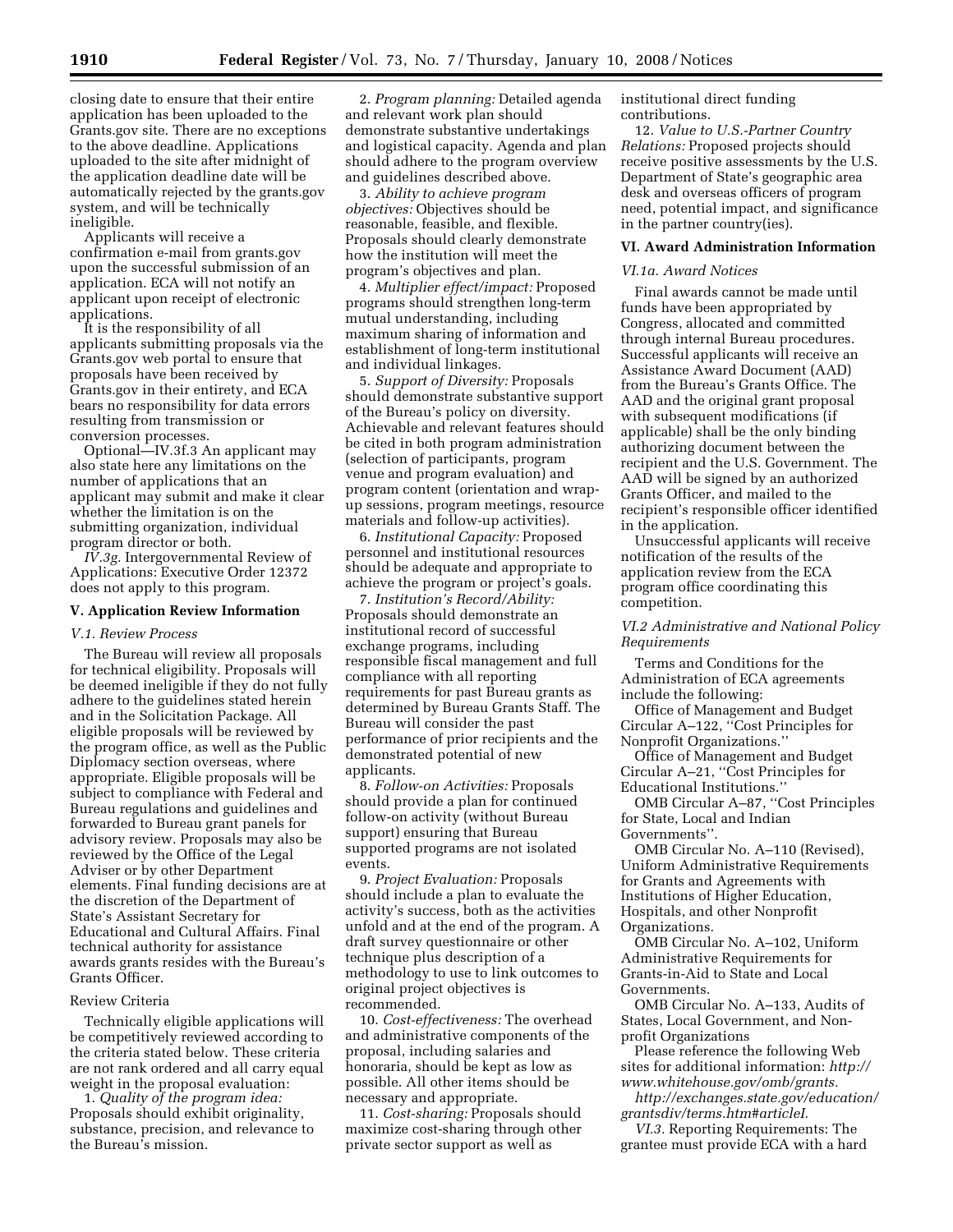closing date to ensure that their entire application has been uploaded to the Grants.gov site. There are no exceptions to the above deadline. Applications uploaded to the site after midnight of the application deadline date will be automatically rejected by the grants.gov system, and will be technically ineligible.

Applicants will receive a confirmation e-mail from grants.gov upon the successful submission of an application. ECA will not notify an applicant upon receipt of electronic applications.

It is the responsibility of all applicants submitting proposals via the Grants.gov web portal to ensure that proposals have been received by Grants.gov in their entirety, and ECA bears no responsibility for data errors resulting from transmission or conversion processes.

Optional—IV.3f.3 An applicant may also state here any limitations on the number of applications that an applicant may submit and make it clear whether the limitation is on the submitting organization, individual program director or both.

*IV.3g.* Intergovernmental Review of Applications: Executive Order 12372 does not apply to this program.

## V. Application Review Information

### *V.1. Review Process*

The Bureau will review all proposals for technical eligibility. Proposals will be deemed ineligible if they do not fully adhere to the guidelines stated herein and in the Solicitation Package. All eligible proposals will be reviewed by the program office, as well as the Public Diplomacy section overseas, where appropriate. Eligible proposals will be subject to compliance with Federal and Bureau regulations and guidelines and forwarded to Bureau grant panels for advisory review. Proposals may also be reviewed by the Office of the Legal Adviser or by other Department elements. Final funding decisions are at the discretion of the Department of State's Assistant Secretary for Educational and Cultural Affairs. Final technical authority for assistance awards grants resides with the Bureau's Grants Officer.

### Review Criteria

Technically eligible applications will be competitively reviewed according to the criteria stated below. These criteria are not rank ordered and all carry equal weight in the proposal evaluation:

1. *Quality of the program idea:* Proposals should exhibit originality, substance, precision, and relevance to the Bureau's mission.

2. *Program planning:* Detailed agenda and relevant work plan should demonstrate substantive undertakings and logistical capacity. Agenda and plan should adhere to the program overview and guidelines described above.

3. *Ability to achieve program objectives:* Objectives should be reasonable, feasible, and flexible. Proposals should clearly demonstrate how the institution will meet the program's objectives and plan.

4. *Multiplier effect/impact:* Proposed programs should strengthen long-term mutual understanding, including maximum sharing of information and establishment of long-term institutional and individual linkages.

5. *Support of Diversity:* Proposals should demonstrate substantive support of the Bureau's policy on diversity. Achievable and relevant features should be cited in both program administration (selection of participants, program venue and program evaluation) and program content (orientation and wrap-up sessions, program meetings, resource materials and follow-up activities).

6. *Institutional Capacity:* Proposed personnel and institutional resources should be adequate and appropriate to achieve the program or project's goals.

7. *Institution's Record/Ability:* Proposals should demonstrate an institutional record of successful exchange programs, including responsible fiscal management and full compliance with all reporting requirements for past Bureau grants as determined by Bureau Grants Staff. The Bureau will consider the past performance of prior recipients and the demonstrated potential of new applicants.

8. *Follow-on Activities:* Proposals should provide a plan for continued follow-on activity (without Bureau support) ensuring that Bureau supported programs are not isolated events.

9. *Project Evaluation:* Proposals should include a plan to evaluate the activity's success, both as the activities unfold and at the end of the program. A draft survey questionnaire or other technique plus description of a methodology to use to link outcomes to original project objectives is recommended.

10. *Cost-effectiveness:* The overhead and administrative components of the proposal, including salaries and honoraria, should be kept as low as possible. All other items should be necessary and appropriate.

11. *Cost-sharing:* Proposals should maximize cost-sharing through other private sector support as well as institutional direct funding contributions.

12. *Value to U.S.-Partner Country Relations:* Proposed projects should receive positive assessments by the U.S. Department of State's geographic area desk and overseas officers of program need, potential impact, and significance in the partner country(ies).

## VI. Award Administration Information

### *VI.1a. Award Notices*

Final awards cannot be made until funds have been appropriated by Congress, allocated and committed through internal Bureau procedures. Successful applicants will receive an Assistance Award Document (AAD) from the Bureau's Grants Office. The AAD and the original grant proposal with subsequent modifications (if applicable) shall be the only binding authorizing document between the recipient and the U.S. Government. The AAD will be signed by an authorized Grants Officer, and mailed to the recipient's responsible officer identified in the application.

Unsuccessful applicants will receive notification of the results of the application review from the ECA program office coordinating this competition.

### *VI.2 Administrative and National Policy Requirements*

Terms and Conditions for the Administration of ECA agreements include the following:

Office of Management and Budget Circular A–122, "Cost Principles for Nonprofit Organizations."

Office of Management and Budget Circular A–21, "Cost Principles for Educational Institutions."

OMB Circular A–87, "Cost Principles for State, Local and Indian Governments".

OMB Circular No. A–110 (Revised), Uniform Administrative Requirements for Grants and Agreements with Institutions of Higher Education, Hospitals, and other Nonprofit Organizations.

OMB Circular No. A–102, Uniform Administrative Requirements for Grants-in-Aid to State and Local Governments.

OMB Circular No. A–133, Audits of States, Local Government, and Non-profit Organizations

Please reference the following Web sites for additional information: *http://www.whitehouse.gov/omb/grants.*

*http://exchanges.state.gov/education/grantsdiv/terms.htm#articleI.*

*VI.3.* Reporting Requirements: The grantee must provide ECA with a hard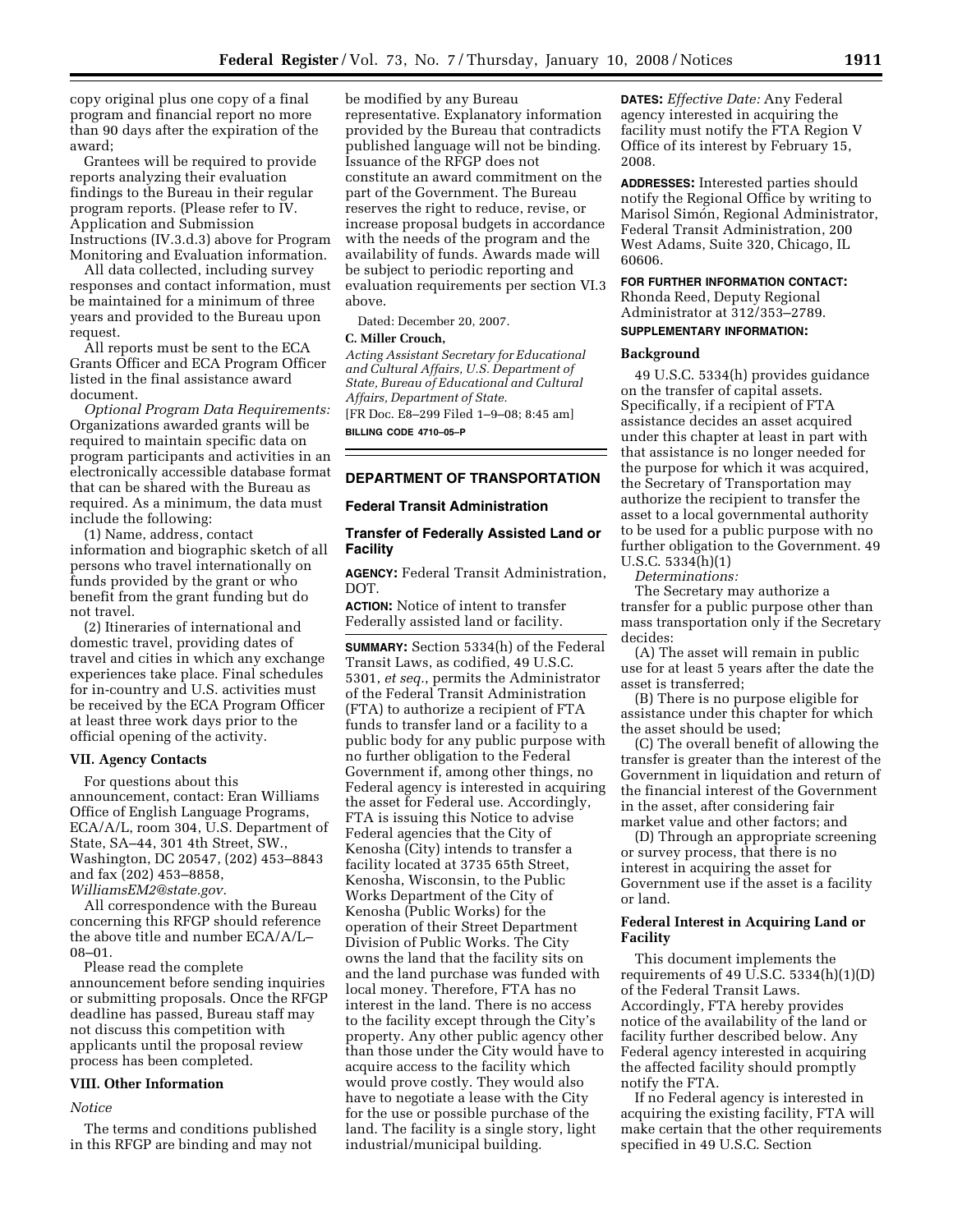copy original plus one copy of a final program and financial report no more than 90 days after the expiration of the award;

Grantees will be required to provide reports analyzing their evaluation findings to the Bureau in their regular program reports. (Please refer to IV. Application and Submission Instructions (IV.3.d.3) above for Program Monitoring and Evaluation information.

All data collected, including survey responses and contact information, must be maintained for a minimum of three years and provided to the Bureau upon request.

All reports must be sent to the ECA Grants Officer and ECA Program Officer listed in the final assistance award document.

*Optional Program Data Requirements:* Organizations awarded grants will be required to maintain specific data on program participants and activities in an electronically accessible database format that can be shared with the Bureau as required. As a minimum, the data must include the following:

(1) Name, address, contact information and biographic sketch of all persons who travel internationally on funds provided by the grant or who benefit from the grant funding but do not travel.

(2) Itineraries of international and domestic travel, providing dates of travel and cities in which any exchange experiences take place. Final schedules for in-country and U.S. activities must be received by the ECA Program Officer at least three work days prior to the official opening of the activity.

### VII. Agency Contacts

For questions about this announcement, contact: Eran Williams Office of English Language Programs, ECA/A/L, room 304, U.S. Department of State, SA–44, 301 4th Street, SW., Washington, DC 20547, (202) 453–8843 and fax (202) 453–8858, *WilliamsEM2@state.gov.*

All correspondence with the Bureau concerning this RFGP should reference the above title and number ECA/A/L–08–01.

Please read the complete announcement before sending inquiries or submitting proposals. Once the RFGP deadline has passed, Bureau staff may not discuss this competition with applicants until the proposal review process has been completed.

### VIII. Other Information

*Notice*

The terms and conditions published in this RFGP are binding and may not be modified by any Bureau representative. Explanatory information provided by the Bureau that contradicts published language will not be binding. Issuance of the RFGP does not constitute an award commitment on the part of the Government. The Bureau reserves the right to reduce, revise, or increase proposal budgets in accordance with the needs of the program and the availability of funds. Awards made will be subject to periodic reporting and evaluation requirements per section VI.3 above.

Dated: December 20, 2007.

**C. Miller Crouch,**

*Acting Assistant Secretary for Educational and Cultural Affairs, U.S. Department of State, Bureau of Educational and Cultural Affairs, Department of State.*

[FR Doc. E8–299 Filed 1–9–08; 8:45 am]

**BILLING CODE 4710–05–P**

## DEPARTMENT OF TRANSPORTATION

### Federal Transit Administration

### Transfer of Federally Assisted Land or Facility

**AGENCY:** Federal Transit Administration, DOT.

**ACTION:** Notice of intent to transfer Federally assisted land or facility.

**SUMMARY:** Section 5334(h) of the Federal Transit Laws, as codified, 49 U.S.C. 5301, *et seq.*, permits the Administrator of the Federal Transit Administration (FTA) to authorize a recipient of FTA funds to transfer land or a facility to a public body for any public purpose with no further obligation to the Federal Government if, among other things, no Federal agency is interested in acquiring the asset for Federal use. Accordingly, FTA is issuing this Notice to advise Federal agencies that the City of Kenosha (City) intends to transfer a facility located at 3735 65th Street, Kenosha, Wisconsin, to the Public Works Department of the City of Kenosha (Public Works) for the operation of their Street Department Division of Public Works. The City owns the land that the facility sits on and the land purchase was funded with local money. Therefore, FTA has no interest in the land. There is no access to the facility except through the City's property. Any other public agency other than those under the City would have to acquire access to the facility which would prove costly. They would also have to negotiate a lease with the City for the use or possible purchase of the land. The facility is a single story, light industrial/municipal building.

**DATES:** *Effective Date:* Any Federal agency interested in acquiring the facility must notify the FTA Region V Office of its interest by February 15, 2008.

**ADDRESSES:** Interested parties should notify the Regional Office by writing to Marisol Simón, Regional Administrator, Federal Transit Administration, 200 West Adams, Suite 320, Chicago, IL 60606.

**FOR FURTHER INFORMATION CONTACT:** Rhonda Reed, Deputy Regional Administrator at 312/353–2789.

**SUPPLEMENTARY INFORMATION:**

### Background

49 U.S.C. 5334(h) provides guidance on the transfer of capital assets. Specifically, if a recipient of FTA assistance decides an asset acquired under this chapter at least in part with that assistance is no longer needed for the purpose for which it was acquired, the Secretary of Transportation may authorize the recipient to transfer the asset to a local governmental authority to be used for a public purpose with no further obligation to the Government. 49 U.S.C. 5334(h)(1)

*Determinations:*

The Secretary may authorize a transfer for a public purpose other than mass transportation only if the Secretary decides:

(A) The asset will remain in public use for at least 5 years after the date the asset is transferred;

(B) There is no purpose eligible for assistance under this chapter for which the asset should be used;

(C) The overall benefit of allowing the transfer is greater than the interest of the Government in liquidation and return of the financial interest of the Government in the asset, after considering fair market value and other factors; and

(D) Through an appropriate screening or survey process, that there is no interest in acquiring the asset for Government use if the asset is a facility or land.

### Federal Interest in Acquiring Land or Facility

This document implements the requirements of 49 U.S.C. 5334(h)(1)(D) of the Federal Transit Laws. Accordingly, FTA hereby provides notice of the availability of the land or facility further described below. Any Federal agency interested in acquiring the affected facility should promptly notify the FTA.

If no Federal agency is interested in acquiring the existing facility, FTA will make certain that the other requirements specified in 49 U.S.C. Section